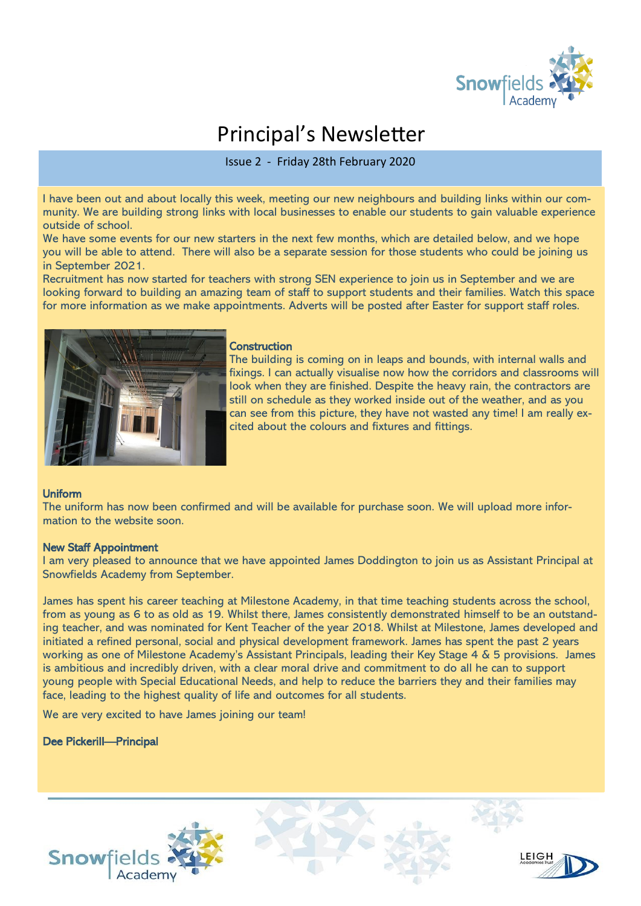# Principal's Newsletter

Issue 2 - Friday 28th February 2020

I have been out and about locally this week, meeting our new neighbours and building links within our community. We are building strong links with local businesses to enable our students to gain valuable experience outside of school.

We have some events for our new starters in the next few months, which are detailed below, and we hope you will be able to attend. There will also be a separate session for those students who could be joining us in September 2021.

Recruitment has now started for teachers with strong SEN experience to join us in September and we are looking forward to building an amazing team of staff to support students and their families. Watch this space for more information as we make appointments. Adverts will be posted after Easter for support staff roles.

**Construction**

The building is coming on in leaps and bounds, with internal walls and fixings. I can actually visualise now how the corridors and classrooms will look when they are finished. Despite the heavy rain, the contractors are still on schedule as they worked inside out of the weather, and as you can see from this picture, they have not wasted any time! I am really excited about the colours and fixtures and fittings.

**Uniform**

The uniform has now been confirmed and will be available for purchase soon. We will upload more information to the website soon.

**New Staff Appointment**

I am very pleased to announce that we have appointed James Doddington to join us as Assistant Principal at Snowfields Academy from September.

James has spent his career teaching at Milestone Academy, in that time teaching students across the school, from as young as 6 to as old as 19. Whilst there, James consistently demonstrated himself to be an outstanding teacher, and was nominated for Kent Teacher of the year 2018. Whilst at Milestone, James developed and initiated a refined personal, social and physical development framework. James has spent the past 2 years working as one of Milestone Academy's Assistant Principals, leading their Key Stage 4 & 5 provisions. James is ambitious and incredibly driven, with a clear moral drive and commitment to do all he can to support young people with Special Educational Needs, and help to reduce the barriers they and their families may face, leading to the highest quality of life and outcomes for all students.

We are very excited to have James joining our team!

**Dee Pickerill—Principal**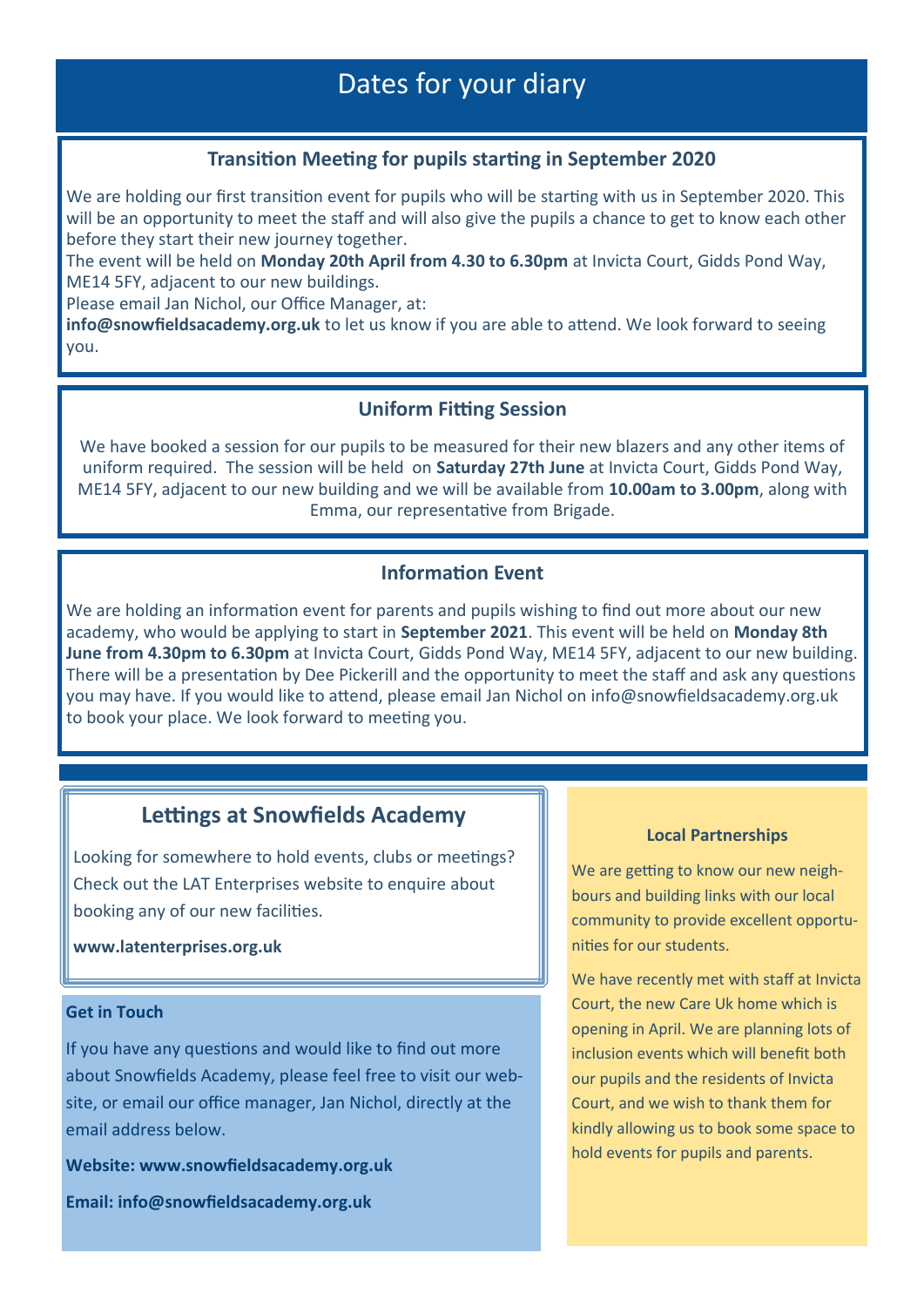# Dates for your diary

## Transition Meeting for pupils starting in September 2020

We are holding our first transition event for pupils who will be starting with us in September 2020. This will be an opportunity to meet the staff and will also give the pupils a chance to get to know each other before they start their new journey together.

The event will be held on **Monday 20th April from 4.30 to 6.30pm** at Invicta Court, Gidds Pond Way, ME14 5FY, adjacent to our new buildings.

Please email Jan Nichol, our Office Manager, at:

**info@snowfieldsacademy.org.uk** to let us know if you are able to attend. We look forward to seeing you.

## Uniform Fitting Session

We have booked a session for our pupils to be measured for their new blazers and any other items of uniform required. The session will be held on **Saturday 27th June** at Invicta Court, Gidds Pond Way, ME14 5FY, adjacent to our new building and we will be available from **10.00am to 3.00pm**, along with Emma, our representative from Brigade.

## Information Event

We are holding an information event for parents and pupils wishing to find out more about our new academy, who would be applying to start in **September 2021**. This event will be held on **Monday 8th June from 4.30pm to 6.30pm** at Invicta Court, Gidds Pond Way, ME14 5FY, adjacent to our new building. There will be a presentation by Dee Pickerill and the opportunity to meet the staff and ask any questions you may have. If you would like to attend, please email Jan Nichol on info@snowfieldsacademy.org.uk to book your place. We look forward to meeting you.

## Lettings at Snowfields Academy

Looking for somewhere to hold events, clubs or meetings? Check out the LAT Enterprises website to enquire about booking any of our new facilities.

**www.latenterprises.org.uk**

### Get in Touch

If you have any questions and would like to find out more about Snowfields Academy, please feel free to visit our website, or email our office manager, Jan Nichol, directly at the email address below.

**Website: www.snowfieldsacademy.org.uk**

**Email: info@snowfieldsacademy.org.uk**

### Local Partnerships

We are getting to know our new neighbours and building links with our local community to provide excellent opportunities for our students.

We have recently met with staff at Invicta Court, the new Care Uk home which is opening in April. We are planning lots of inclusion events which will benefit both our pupils and the residents of Invicta Court, and we wish to thank them for kindly allowing us to book some space to hold events for pupils and parents.